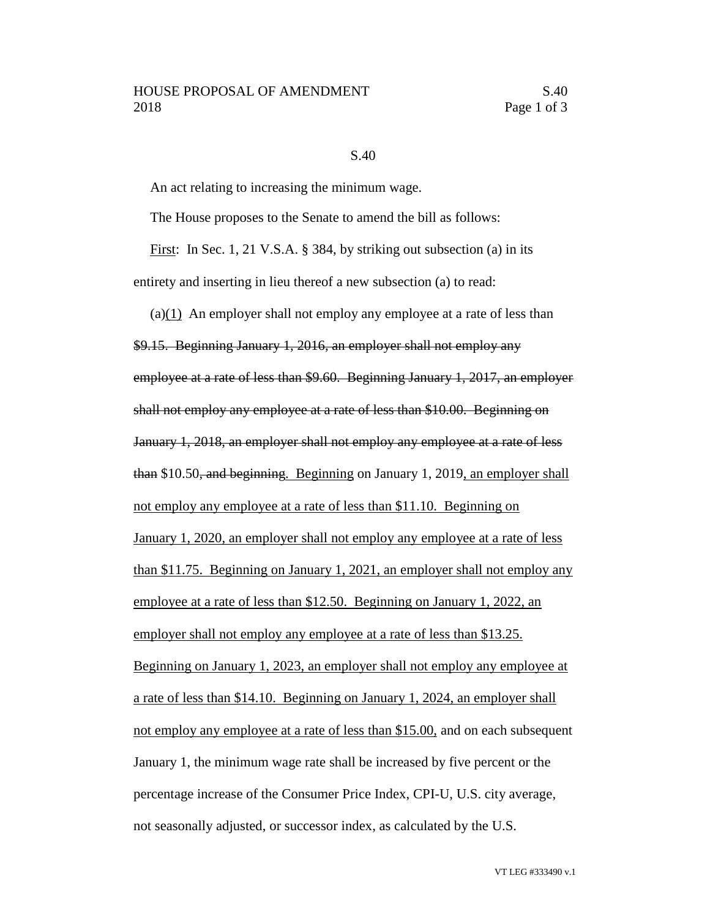S.40

An act relating to increasing the minimum wage.

The House proposes to the Senate to amend the bill as follows:

<u>First</u>: In Sec. 1, 21 V.S.A. § 384, by striking out subsection (a) in its entirety and inserting in lieu thereof a new subsection (a) to read:

(a)<u>(1)</u> An employer shall not employ any employee at a rate of less than ~~$9.15. Beginning January 1, 2016, an employer shall not employ any employee at a rate of less than $9.60. Beginning January 1, 2017, an employer shall not employ any employee at a rate of less than $10.00. Beginning on January 1, 2018, an employer shall not employ any employee at a rate of less than~~ $10.50~~, and beginning~~<u>. Beginning</u> on January 1, 2019<u>, an employer shall not employ any employee at a rate of less than $11.10. Beginning on January 1, 2020, an employer shall not employ any employee at a rate of less than $11.75. Beginning on January 1, 2021, an employer shall not employ any employee at a rate of less than $12.50. Beginning on January 1, 2022, an employer shall not employ any employee at a rate of less than $13.25. Beginning on January 1, 2023, an employer shall not employ any employee at a rate of less than $14.10. Beginning on January 1, 2024, an employer shall not employ any employee at a rate of less than $15.00,</u> and on each subsequent January 1, the minimum wage rate shall be increased by five percent or the percentage increase of the Consumer Price Index, CPI-U, U.S. city average, not seasonally adjusted, or successor index, as calculated by the U.S.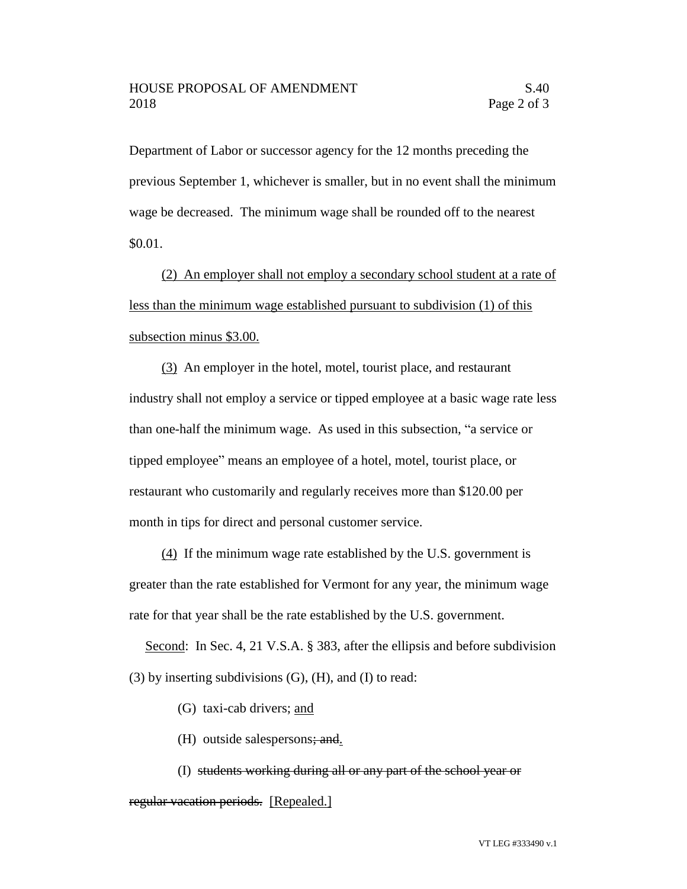Department of Labor or successor agency for the 12 months preceding the previous September 1, whichever is smaller, but in no event shall the minimum wage be decreased. The minimum wage shall be rounded off to the nearest $0.01.

<u>(2) An employer shall not employ a secondary school student at a rate of less than the minimum wage established pursuant to subdivision (1) of this subsection minus $3.00.</u>

<u>(3)</u> An employer in the hotel, motel, tourist place, and restaurant industry shall not employ a service or tipped employee at a basic wage rate less than one-half the minimum wage. As used in this subsection, "a service or tipped employee" means an employee of a hotel, motel, tourist place, or restaurant who customarily and regularly receives more than $120.00 per month in tips for direct and personal customer service.

<u>(4)</u> If the minimum wage rate established by the U.S. government is greater than the rate established for Vermont for any year, the minimum wage rate for that year shall be the rate established by the U.S. government.

<u>Second</u>: In Sec. 4, 21 V.S.A. § 383, after the ellipsis and before subdivision (3) by inserting subdivisions (G), (H), and (I) to read:

(G) taxi-cab drivers; <u>and</u>

(H) outside salespersons~~; and~~<u>.</u>

(I) ~~students working during all or any part of the school year or regular vacation periods.~~ [Repealed.]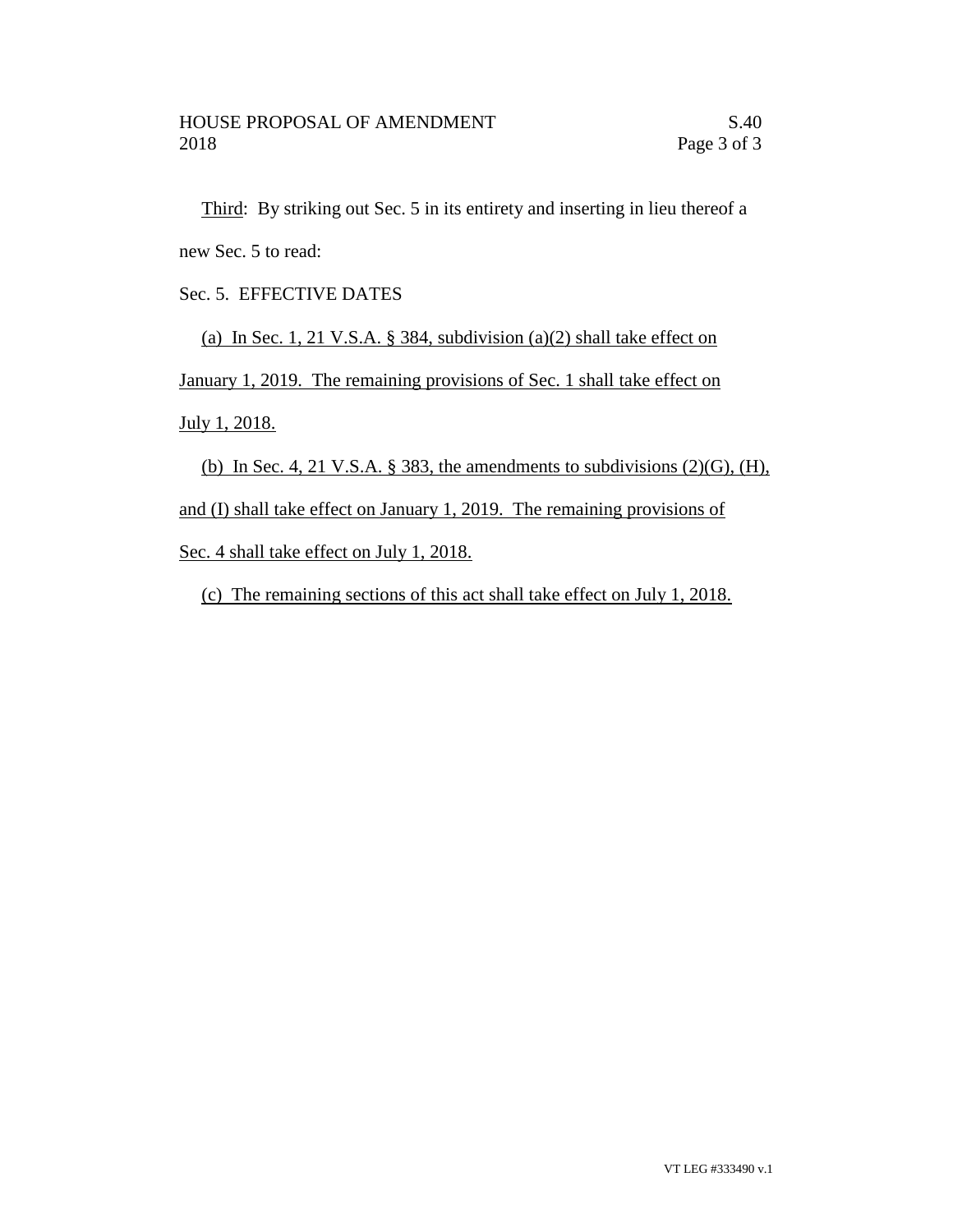Third: By striking out Sec. 5 in its entirety and inserting in lieu thereof a new Sec. 5 to read:

Sec. 5. EFFECTIVE DATES

(a) In Sec. 1, 21 V.S.A. § 384, subdivision (a)(2) shall take effect on January 1, 2019. The remaining provisions of Sec. 1 shall take effect on July 1, 2018.

(b) In Sec. 4, 21 V.S.A. § 383, the amendments to subdivisions (2)(G), (H), and (I) shall take effect on January 1, 2019. The remaining provisions of Sec. 4 shall take effect on July 1, 2018.

(c) The remaining sections of this act shall take effect on July 1, 2018.